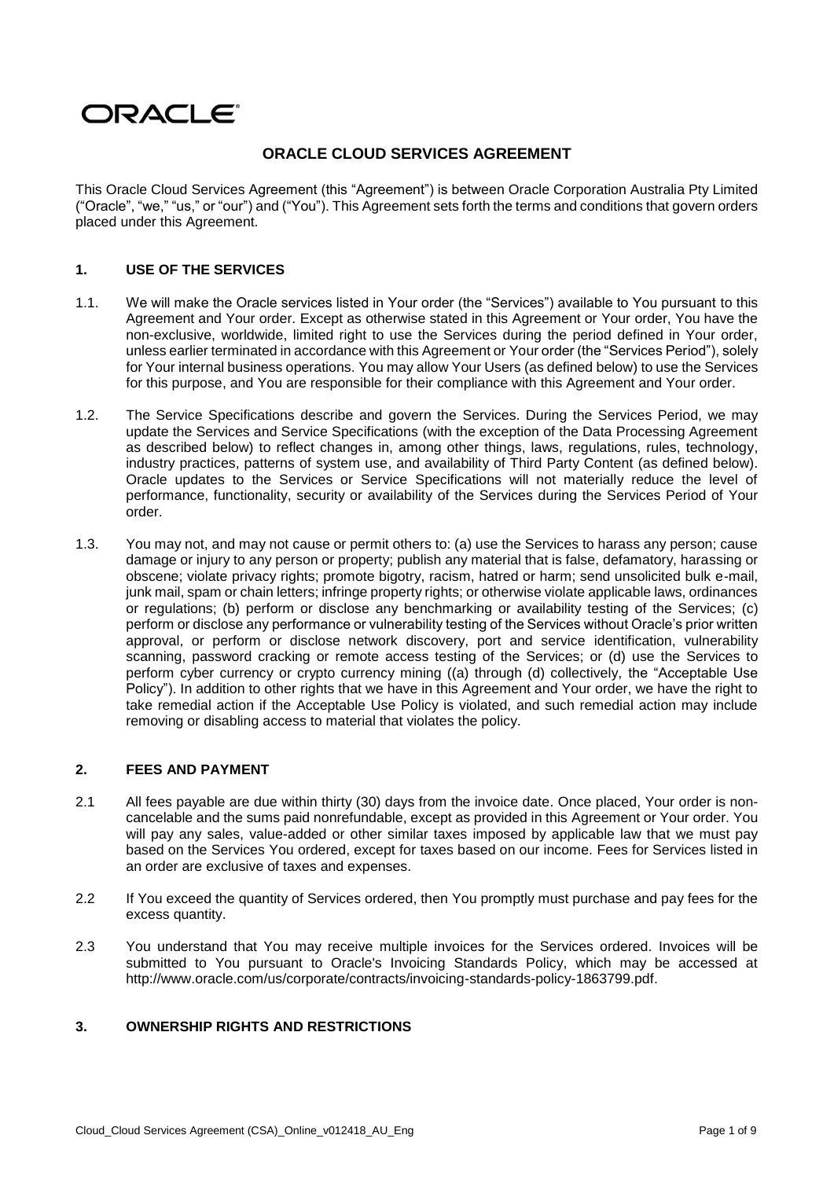ORACLE

# ORACLE CLOUD SERVICES AGREEMENT

This Oracle Cloud Services Agreement (this "Agreement") is between Oracle Corporation Australia Pty Limited ("Oracle", "we," "us," or "our") and ("You"). This Agreement sets forth the terms and conditions that govern orders placed under this Agreement.

## 1. USE OF THE SERVICES

1.1. We will make the Oracle services listed in Your order (the "Services") available to You pursuant to this Agreement and Your order. Except as otherwise stated in this Agreement or Your order, You have the non-exclusive, worldwide, limited right to use the Services during the period defined in Your order, unless earlier terminated in accordance with this Agreement or Your order (the "Services Period"), solely for Your internal business operations. You may allow Your Users (as defined below) to use the Services for this purpose, and You are responsible for their compliance with this Agreement and Your order.

1.2. The Service Specifications describe and govern the Services. During the Services Period, we may update the Services and Service Specifications (with the exception of the Data Processing Agreement as described below) to reflect changes in, among other things, laws, regulations, rules, technology, industry practices, patterns of system use, and availability of Third Party Content (as defined below). Oracle updates to the Services or Service Specifications will not materially reduce the level of performance, functionality, security or availability of the Services during the Services Period of Your order.

1.3. You may not, and may not cause or permit others to: (a) use the Services to harass any person; cause damage or injury to any person or property; publish any material that is false, defamatory, harassing or obscene; violate privacy rights; promote bigotry, racism, hatred or harm; send unsolicited bulk e-mail, junk mail, spam or chain letters; infringe property rights; or otherwise violate applicable laws, ordinances or regulations; (b) perform or disclose any benchmarking or availability testing of the Services; (c) perform or disclose any performance or vulnerability testing of the Services without Oracle's prior written approval, or perform or disclose network discovery, port and service identification, vulnerability scanning, password cracking or remote access testing of the Services; or (d) use the Services to perform cyber currency or crypto currency mining ((a) through (d) collectively, the "Acceptable Use Policy"). In addition to other rights that we have in this Agreement and Your order, we have the right to take remedial action if the Acceptable Use Policy is violated, and such remedial action may include removing or disabling access to material that violates the policy.

## 2. FEES AND PAYMENT

2.1 All fees payable are due within thirty (30) days from the invoice date. Once placed, Your order is non-cancelable and the sums paid nonrefundable, except as provided in this Agreement or Your order. You will pay any sales, value-added or other similar taxes imposed by applicable law that we must pay based on the Services You ordered, except for taxes based on our income. Fees for Services listed in an order are exclusive of taxes and expenses.

2.2 If You exceed the quantity of Services ordered, then You promptly must purchase and pay fees for the excess quantity.

2.3 You understand that You may receive multiple invoices for the Services ordered. Invoices will be submitted to You pursuant to Oracle's Invoicing Standards Policy, which may be accessed at http://www.oracle.com/us/corporate/contracts/invoicing-standards-policy-1863799.pdf.

## 3. OWNERSHIP RIGHTS AND RESTRICTIONS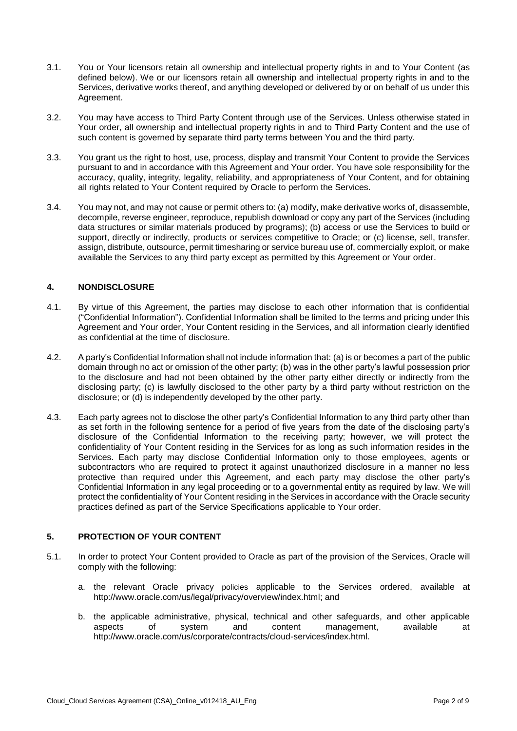3.1. You or Your licensors retain all ownership and intellectual property rights in and to Your Content (as defined below). We or our licensors retain all ownership and intellectual property rights in and to the Services, derivative works thereof, and anything developed or delivered by or on behalf of us under this Agreement.

3.2. You may have access to Third Party Content through use of the Services. Unless otherwise stated in Your order, all ownership and intellectual property rights in and to Third Party Content and the use of such content is governed by separate third party terms between You and the third party.

3.3. You grant us the right to host, use, process, display and transmit Your Content to provide the Services pursuant to and in accordance with this Agreement and Your order. You have sole responsibility for the accuracy, quality, integrity, legality, reliability, and appropriateness of Your Content, and for obtaining all rights related to Your Content required by Oracle to perform the Services.

3.4. You may not, and may not cause or permit others to: (a) modify, make derivative works of, disassemble, decompile, reverse engineer, reproduce, republish download or copy any part of the Services (including data structures or similar materials produced by programs); (b) access or use the Services to build or support, directly or indirectly, products or services competitive to Oracle; or (c) license, sell, transfer, assign, distribute, outsource, permit timesharing or service bureau use of, commercially exploit, or make available the Services to any third party except as permitted by this Agreement or Your order.

## 4. NONDISCLOSURE

4.1. By virtue of this Agreement, the parties may disclose to each other information that is confidential ("Confidential Information"). Confidential Information shall be limited to the terms and pricing under this Agreement and Your order, Your Content residing in the Services, and all information clearly identified as confidential at the time of disclosure.

4.2. A party's Confidential Information shall not include information that: (a) is or becomes a part of the public domain through no act or omission of the other party; (b) was in the other party's lawful possession prior to the disclosure and had not been obtained by the other party either directly or indirectly from the disclosing party; (c) is lawfully disclosed to the other party by a third party without restriction on the disclosure; or (d) is independently developed by the other party.

4.3. Each party agrees not to disclose the other party's Confidential Information to any third party other than as set forth in the following sentence for a period of five years from the date of the disclosing party's disclosure of the Confidential Information to the receiving party; however, we will protect the confidentiality of Your Content residing in the Services for as long as such information resides in the Services. Each party may disclose Confidential Information only to those employees, agents or subcontractors who are required to protect it against unauthorized disclosure in a manner no less protective than required under this Agreement, and each party may disclose the other party's Confidential Information in any legal proceeding or to a governmental entity as required by law. We will protect the confidentiality of Your Content residing in the Services in accordance with the Oracle security practices defined as part of the Service Specifications applicable to Your order.

## 5. PROTECTION OF YOUR CONTENT

5.1. In order to protect Your Content provided to Oracle as part of the provision of the Services, Oracle will comply with the following:

a. the relevant Oracle privacy policies applicable to the Services ordered, available at http://www.oracle.com/us/legal/privacy/overview/index.html; and

b. the applicable administrative, physical, technical and other safeguards, and other applicable aspects of system and content management, available at http://www.oracle.com/us/corporate/contracts/cloud-services/index.html.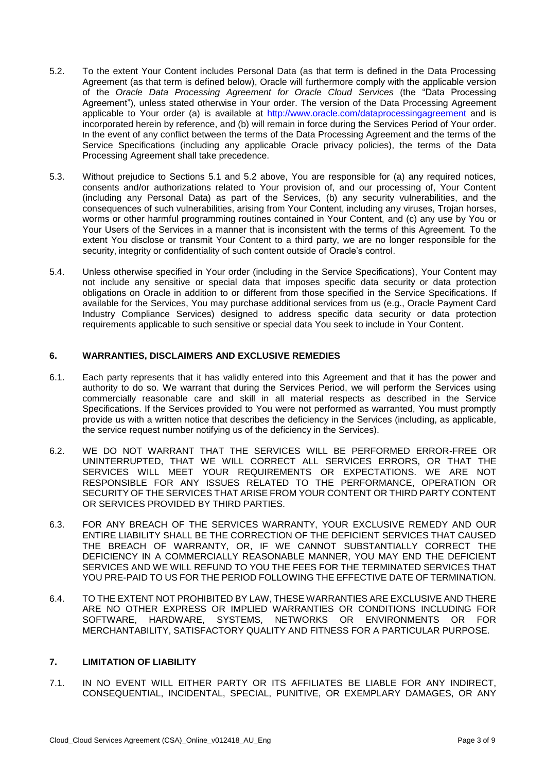5.2. To the extent Your Content includes Personal Data (as that term is defined in the Data Processing Agreement (as that term is defined below), Oracle will furthermore comply with the applicable version of the *Oracle Data Processing Agreement for Oracle Cloud Services* (the "Data Processing Agreement"), unless stated otherwise in Your order. The version of the Data Processing Agreement applicable to Your order (a) is available at http://www.oracle.com/dataprocessingagreement and is incorporated herein by reference, and (b) will remain in force during the Services Period of Your order. In the event of any conflict between the terms of the Data Processing Agreement and the terms of the Service Specifications (including any applicable Oracle privacy policies), the terms of the Data Processing Agreement shall take precedence.

5.3. Without prejudice to Sections 5.1 and 5.2 above, You are responsible for (a) any required notices, consents and/or authorizations related to Your provision of, and our processing of, Your Content (including any Personal Data) as part of the Services, (b) any security vulnerabilities, and the consequences of such vulnerabilities, arising from Your Content, including any viruses, Trojan horses, worms or other harmful programming routines contained in Your Content, and (c) any use by You or Your Users of the Services in a manner that is inconsistent with the terms of this Agreement. To the extent You disclose or transmit Your Content to a third party, we are no longer responsible for the security, integrity or confidentiality of such content outside of Oracle's control.

5.4. Unless otherwise specified in Your order (including in the Service Specifications), Your Content may not include any sensitive or special data that imposes specific data security or data protection obligations on Oracle in addition to or different from those specified in the Service Specifications. If available for the Services, You may purchase additional services from us (e.g., Oracle Payment Card Industry Compliance Services) designed to address specific data security or data protection requirements applicable to such sensitive or special data You seek to include in Your Content.

## 6. WARRANTIES, DISCLAIMERS AND EXCLUSIVE REMEDIES

6.1. Each party represents that it has validly entered into this Agreement and that it has the power and authority to do so. We warrant that during the Services Period, we will perform the Services using commercially reasonable care and skill in all material respects as described in the Service Specifications. If the Services provided to You were not performed as warranted, You must promptly provide us with a written notice that describes the deficiency in the Services (including, as applicable, the service request number notifying us of the deficiency in the Services).

6.2. WE DO NOT WARRANT THAT THE SERVICES WILL BE PERFORMED ERROR-FREE OR UNINTERRUPTED, THAT WE WILL CORRECT ALL SERVICES ERRORS, OR THAT THE SERVICES WILL MEET YOUR REQUIREMENTS OR EXPECTATIONS. WE ARE NOT RESPONSIBLE FOR ANY ISSUES RELATED TO THE PERFORMANCE, OPERATION OR SECURITY OF THE SERVICES THAT ARISE FROM YOUR CONTENT OR THIRD PARTY CONTENT OR SERVICES PROVIDED BY THIRD PARTIES.

6.3. FOR ANY BREACH OF THE SERVICES WARRANTY, YOUR EXCLUSIVE REMEDY AND OUR ENTIRE LIABILITY SHALL BE THE CORRECTION OF THE DEFICIENT SERVICES THAT CAUSED THE BREACH OF WARRANTY, OR, IF WE CANNOT SUBSTANTIALLY CORRECT THE DEFICIENCY IN A COMMERCIALLY REASONABLE MANNER, YOU MAY END THE DEFICIENT SERVICES AND WE WILL REFUND TO YOU THE FEES FOR THE TERMINATED SERVICES THAT YOU PRE-PAID TO US FOR THE PERIOD FOLLOWING THE EFFECTIVE DATE OF TERMINATION.

6.4. TO THE EXTENT NOT PROHIBITED BY LAW, THESE WARRANTIES ARE EXCLUSIVE AND THERE ARE NO OTHER EXPRESS OR IMPLIED WARRANTIES OR CONDITIONS INCLUDING FOR SOFTWARE, HARDWARE, SYSTEMS, NETWORKS OR ENVIRONMENTS OR FOR MERCHANTABILITY, SATISFACTORY QUALITY AND FITNESS FOR A PARTICULAR PURPOSE.

## 7. LIMITATION OF LIABILITY

7.1. IN NO EVENT WILL EITHER PARTY OR ITS AFFILIATES BE LIABLE FOR ANY INDIRECT, CONSEQUENTIAL, INCIDENTAL, SPECIAL, PUNITIVE, OR EXEMPLARY DAMAGES, OR ANY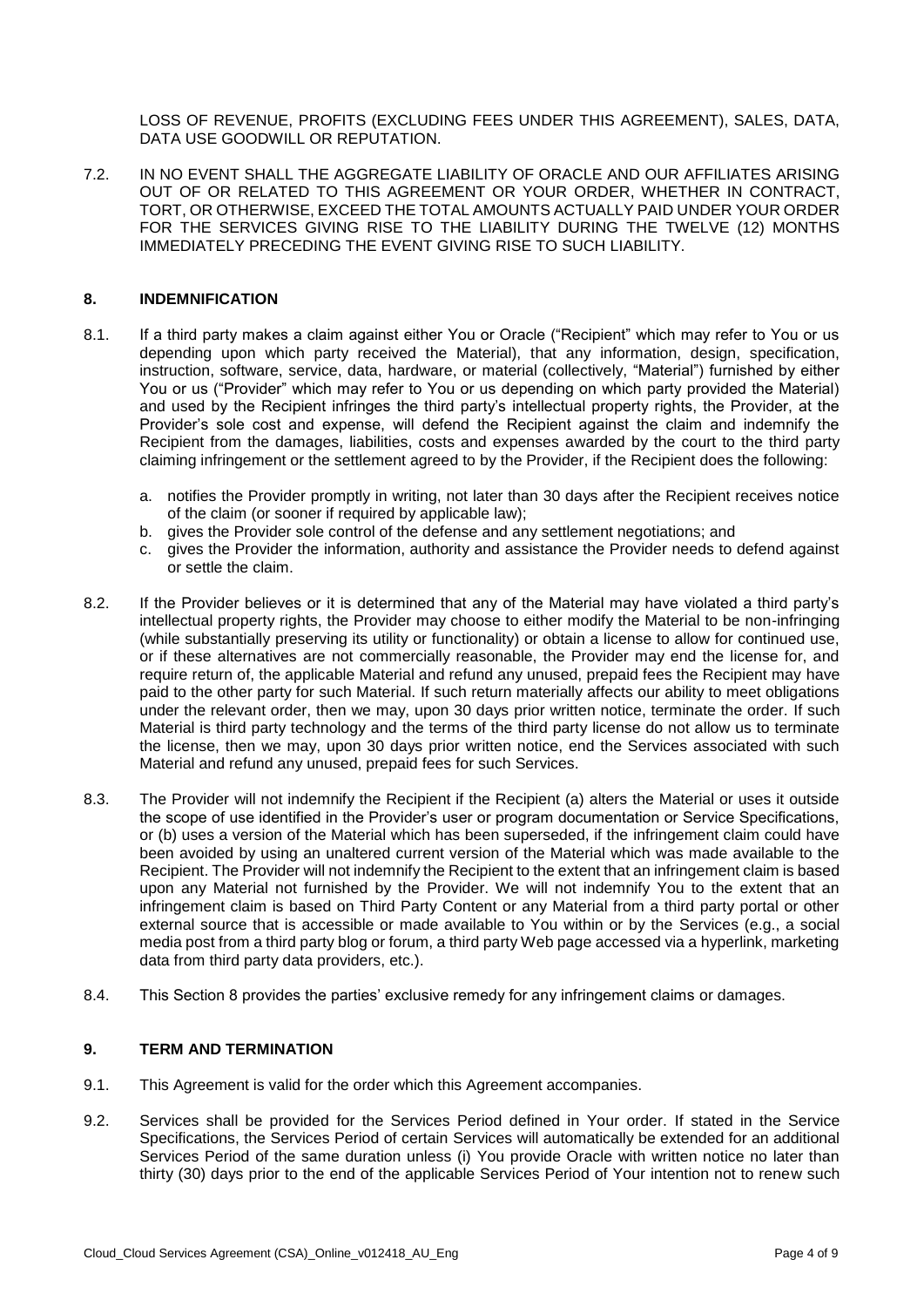LOSS OF REVENUE, PROFITS (EXCLUDING FEES UNDER THIS AGREEMENT), SALES, DATA, DATA USE GOODWILL OR REPUTATION.

7.2. IN NO EVENT SHALL THE AGGREGATE LIABILITY OF ORACLE AND OUR AFFILIATES ARISING OUT OF OR RELATED TO THIS AGREEMENT OR YOUR ORDER, WHETHER IN CONTRACT, TORT, OR OTHERWISE, EXCEED THE TOTAL AMOUNTS ACTUALLY PAID UNDER YOUR ORDER FOR THE SERVICES GIVING RISE TO THE LIABILITY DURING THE TWELVE (12) MONTHS IMMEDIATELY PRECEDING THE EVENT GIVING RISE TO SUCH LIABILITY.

## 8. INDEMNIFICATION

8.1. If a third party makes a claim against either You or Oracle ("Recipient" which may refer to You or us depending upon which party received the Material), that any information, design, specification, instruction, software, service, data, hardware, or material (collectively, "Material") furnished by either You or us ("Provider" which may refer to You or us depending on which party provided the Material) and used by the Recipient infringes the third party's intellectual property rights, the Provider, at the Provider's sole cost and expense, will defend the Recipient against the claim and indemnify the Recipient from the damages, liabilities, costs and expenses awarded by the court to the third party claiming infringement or the settlement agreed to by the Provider, if the Recipient does the following:

a. notifies the Provider promptly in writing, not later than 30 days after the Recipient receives notice of the claim (or sooner if required by applicable law);
b. gives the Provider sole control of the defense and any settlement negotiations; and
c. gives the Provider the information, authority and assistance the Provider needs to defend against or settle the claim.

8.2. If the Provider believes or it is determined that any of the Material may have violated a third party's intellectual property rights, the Provider may choose to either modify the Material to be non-infringing (while substantially preserving its utility or functionality) or obtain a license to allow for continued use, or if these alternatives are not commercially reasonable, the Provider may end the license for, and require return of, the applicable Material and refund any unused, prepaid fees the Recipient may have paid to the other party for such Material. If such return materially affects our ability to meet obligations under the relevant order, then we may, upon 30 days prior written notice, terminate the order. If such Material is third party technology and the terms of the third party license do not allow us to terminate the license, then we may, upon 30 days prior written notice, end the Services associated with such Material and refund any unused, prepaid fees for such Services.

8.3. The Provider will not indemnify the Recipient if the Recipient (a) alters the Material or uses it outside the scope of use identified in the Provider's user or program documentation or Service Specifications, or (b) uses a version of the Material which has been superseded, if the infringement claim could have been avoided by using an unaltered current version of the Material which was made available to the Recipient. The Provider will not indemnify the Recipient to the extent that an infringement claim is based upon any Material not furnished by the Provider. We will not indemnify You to the extent that an infringement claim is based on Third Party Content or any Material from a third party portal or other external source that is accessible or made available to You within or by the Services (e.g., a social media post from a third party blog or forum, a third party Web page accessed via a hyperlink, marketing data from third party data providers, etc.).

8.4. This Section 8 provides the parties' exclusive remedy for any infringement claims or damages.

## 9. TERM AND TERMINATION

9.1. This Agreement is valid for the order which this Agreement accompanies.

9.2. Services shall be provided for the Services Period defined in Your order. If stated in the Service Specifications, the Services Period of certain Services will automatically be extended for an additional Services Period of the same duration unless (i) You provide Oracle with written notice no later than thirty (30) days prior to the end of the applicable Services Period of Your intention not to renew such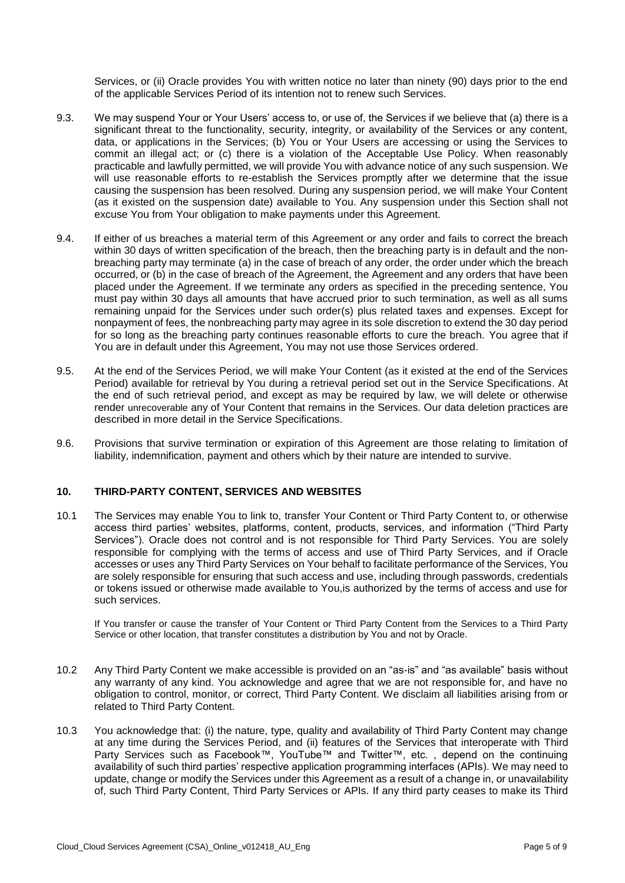Services, or (ii) Oracle provides You with written notice no later than ninety (90) days prior to the end of the applicable Services Period of its intention not to renew such Services.

9.3. We may suspend Your or Your Users' access to, or use of, the Services if we believe that (a) there is a significant threat to the functionality, security, integrity, or availability of the Services or any content, data, or applications in the Services; (b) You or Your Users are accessing or using the Services to commit an illegal act; or (c) there is a violation of the Acceptable Use Policy. When reasonably practicable and lawfully permitted, we will provide You with advance notice of any such suspension. We will use reasonable efforts to re-establish the Services promptly after we determine that the issue causing the suspension has been resolved. During any suspension period, we will make Your Content (as it existed on the suspension date) available to You. Any suspension under this Section shall not excuse You from Your obligation to make payments under this Agreement.

9.4. If either of us breaches a material term of this Agreement or any order and fails to correct the breach within 30 days of written specification of the breach, then the breaching party is in default and the non-breaching party may terminate (a) in the case of breach of any order, the order under which the breach occurred, or (b) in the case of breach of the Agreement, the Agreement and any orders that have been placed under the Agreement. If we terminate any orders as specified in the preceding sentence, You must pay within 30 days all amounts that have accrued prior to such termination, as well as all sums remaining unpaid for the Services under such order(s) plus related taxes and expenses. Except for nonpayment of fees, the nonbreaching party may agree in its sole discretion to extend the 30 day period for so long as the breaching party continues reasonable efforts to cure the breach. You agree that if You are in default under this Agreement, You may not use those Services ordered.

9.5. At the end of the Services Period, we will make Your Content (as it existed at the end of the Services Period) available for retrieval by You during a retrieval period set out in the Service Specifications. At the end of such retrieval period, and except as may be required by law, we will delete or otherwise render unrecoverable any of Your Content that remains in the Services. Our data deletion practices are described in more detail in the Service Specifications.

9.6. Provisions that survive termination or expiration of this Agreement are those relating to limitation of liability, indemnification, payment and others which by their nature are intended to survive.

## 10. THIRD-PARTY CONTENT, SERVICES AND WEBSITES

10.1 The Services may enable You to link to, transfer Your Content or Third Party Content to, or otherwise access third parties' websites, platforms, content, products, services, and information ("Third Party Services"). Oracle does not control and is not responsible for Third Party Services. You are solely responsible for complying with the terms of access and use of Third Party Services, and if Oracle accesses or uses any Third Party Services on Your behalf to facilitate performance of the Services, You are solely responsible for ensuring that such access and use, including through passwords, credentials or tokens issued or otherwise made available to You,is authorized by the terms of access and use for such services.

If You transfer or cause the transfer of Your Content or Third Party Content from the Services to a Third Party Service or other location, that transfer constitutes a distribution by You and not by Oracle.

10.2 Any Third Party Content we make accessible is provided on an "as-is" and "as available" basis without any warranty of any kind. You acknowledge and agree that we are not responsible for, and have no obligation to control, monitor, or correct, Third Party Content. We disclaim all liabilities arising from or related to Third Party Content.

10.3 You acknowledge that: (i) the nature, type, quality and availability of Third Party Content may change at any time during the Services Period, and (ii) features of the Services that interoperate with Third Party Services such as Facebook™, YouTube™ and Twitter™, etc. , depend on the continuing availability of such third parties' respective application programming interfaces (APIs). We may need to update, change or modify the Services under this Agreement as a result of a change in, or unavailability of, such Third Party Content, Third Party Services or APIs. If any third party ceases to make its Third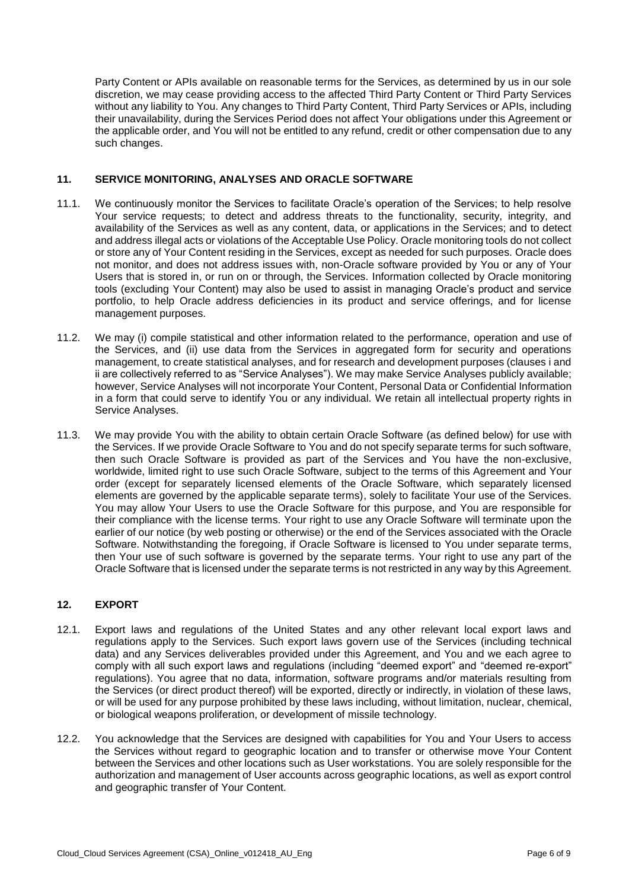Party Content or APIs available on reasonable terms for the Services, as determined by us in our sole discretion, we may cease providing access to the affected Third Party Content or Third Party Services without any liability to You. Any changes to Third Party Content, Third Party Services or APIs, including their unavailability, during the Services Period does not affect Your obligations under this Agreement or the applicable order, and You will not be entitled to any refund, credit or other compensation due to any such changes.

## 11. SERVICE MONITORING, ANALYSES AND ORACLE SOFTWARE

11.1. We continuously monitor the Services to facilitate Oracle's operation of the Services; to help resolve Your service requests; to detect and address threats to the functionality, security, integrity, and availability of the Services as well as any content, data, or applications in the Services; and to detect and address illegal acts or violations of the Acceptable Use Policy. Oracle monitoring tools do not collect or store any of Your Content residing in the Services, except as needed for such purposes. Oracle does not monitor, and does not address issues with, non-Oracle software provided by You or any of Your Users that is stored in, or run on or through, the Services. Information collected by Oracle monitoring tools (excluding Your Content) may also be used to assist in managing Oracle's product and service portfolio, to help Oracle address deficiencies in its product and service offerings, and for license management purposes.

11.2. We may (i) compile statistical and other information related to the performance, operation and use of the Services, and (ii) use data from the Services in aggregated form for security and operations management, to create statistical analyses, and for research and development purposes (clauses i and ii are collectively referred to as "Service Analyses"). We may make Service Analyses publicly available; however, Service Analyses will not incorporate Your Content, Personal Data or Confidential Information in a form that could serve to identify You or any individual. We retain all intellectual property rights in Service Analyses.

11.3. We may provide You with the ability to obtain certain Oracle Software (as defined below) for use with the Services. If we provide Oracle Software to You and do not specify separate terms for such software, then such Oracle Software is provided as part of the Services and You have the non-exclusive, worldwide, limited right to use such Oracle Software, subject to the terms of this Agreement and Your order (except for separately licensed elements of the Oracle Software, which separately licensed elements are governed by the applicable separate terms), solely to facilitate Your use of the Services. You may allow Your Users to use the Oracle Software for this purpose, and You are responsible for their compliance with the license terms. Your right to use any Oracle Software will terminate upon the earlier of our notice (by web posting or otherwise) or the end of the Services associated with the Oracle Software. Notwithstanding the foregoing, if Oracle Software is licensed to You under separate terms, then Your use of such software is governed by the separate terms. Your right to use any part of the Oracle Software that is licensed under the separate terms is not restricted in any way by this Agreement.

## 12. EXPORT

12.1. Export laws and regulations of the United States and any other relevant local export laws and regulations apply to the Services. Such export laws govern use of the Services (including technical data) and any Services deliverables provided under this Agreement, and You and we each agree to comply with all such export laws and regulations (including "deemed export" and "deemed re-export" regulations). You agree that no data, information, software programs and/or materials resulting from the Services (or direct product thereof) will be exported, directly or indirectly, in violation of these laws, or will be used for any purpose prohibited by these laws including, without limitation, nuclear, chemical, or biological weapons proliferation, or development of missile technology.

12.2. You acknowledge that the Services are designed with capabilities for You and Your Users to access the Services without regard to geographic location and to transfer or otherwise move Your Content between the Services and other locations such as User workstations. You are solely responsible for the authorization and management of User accounts across geographic locations, as well as export control and geographic transfer of Your Content.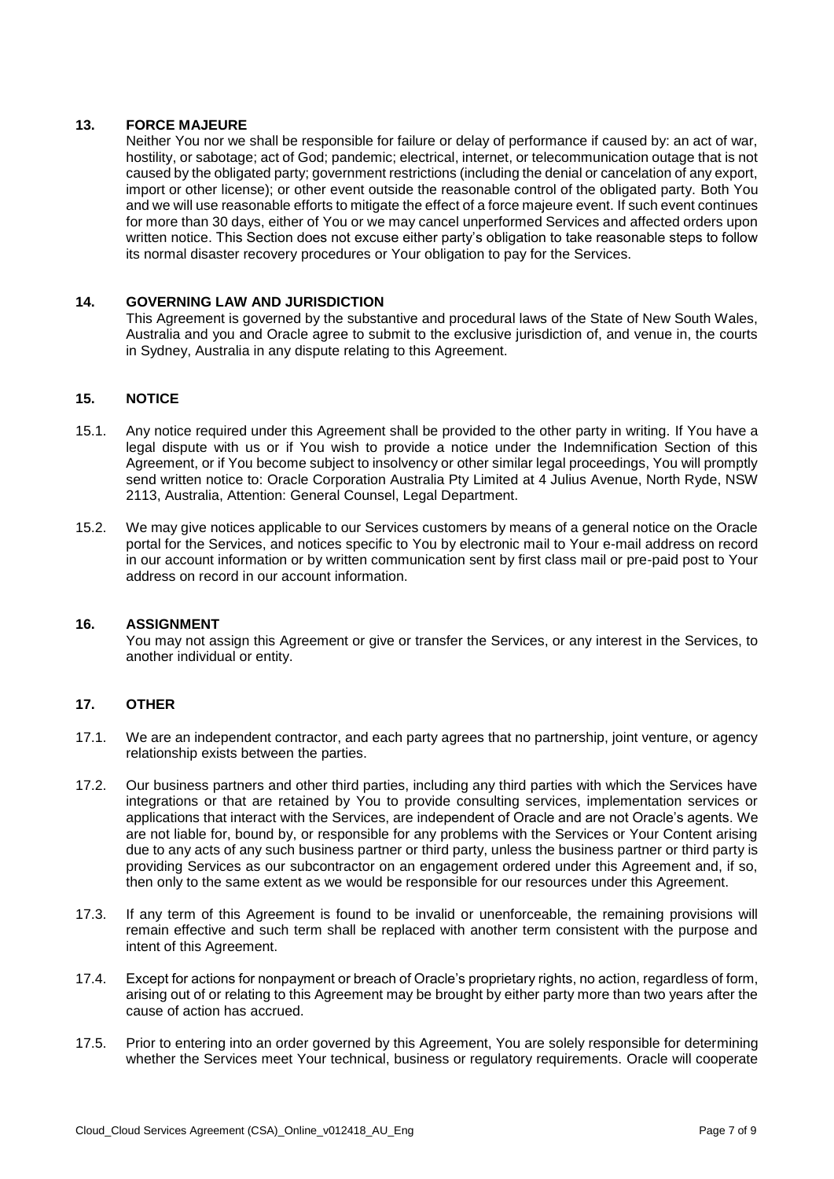## 13. FORCE MAJEURE

Neither You nor we shall be responsible for failure or delay of performance if caused by: an act of war, hostility, or sabotage; act of God; pandemic; electrical, internet, or telecommunication outage that is not caused by the obligated party; government restrictions (including the denial or cancelation of any export, import or other license); or other event outside the reasonable control of the obligated party. Both You and we will use reasonable efforts to mitigate the effect of a force majeure event. If such event continues for more than 30 days, either of You or we may cancel unperformed Services and affected orders upon written notice. This Section does not excuse either party's obligation to take reasonable steps to follow its normal disaster recovery procedures or Your obligation to pay for the Services.

## 14. GOVERNING LAW AND JURISDICTION

This Agreement is governed by the substantive and procedural laws of the State of New South Wales, Australia and you and Oracle agree to submit to the exclusive jurisdiction of, and venue in, the courts in Sydney, Australia in any dispute relating to this Agreement.

## 15. NOTICE

15.1. Any notice required under this Agreement shall be provided to the other party in writing. If You have a legal dispute with us or if You wish to provide a notice under the Indemnification Section of this Agreement, or if You become subject to insolvency or other similar legal proceedings, You will promptly send written notice to: Oracle Corporation Australia Pty Limited at 4 Julius Avenue, North Ryde, NSW 2113, Australia, Attention: General Counsel, Legal Department.

15.2. We may give notices applicable to our Services customers by means of a general notice on the Oracle portal for the Services, and notices specific to You by electronic mail to Your e-mail address on record in our account information or by written communication sent by first class mail or pre-paid post to Your address on record in our account information.

## 16. ASSIGNMENT

You may not assign this Agreement or give or transfer the Services, or any interest in the Services, to another individual or entity.

## 17. OTHER

17.1. We are an independent contractor, and each party agrees that no partnership, joint venture, or agency relationship exists between the parties.

17.2. Our business partners and other third parties, including any third parties with which the Services have integrations or that are retained by You to provide consulting services, implementation services or applications that interact with the Services, are independent of Oracle and are not Oracle's agents. We are not liable for, bound by, or responsible for any problems with the Services or Your Content arising due to any acts of any such business partner or third party, unless the business partner or third party is providing Services as our subcontractor on an engagement ordered under this Agreement and, if so, then only to the same extent as we would be responsible for our resources under this Agreement.

17.3. If any term of this Agreement is found to be invalid or unenforceable, the remaining provisions will remain effective and such term shall be replaced with another term consistent with the purpose and intent of this Agreement.

17.4. Except for actions for nonpayment or breach of Oracle's proprietary rights, no action, regardless of form, arising out of or relating to this Agreement may be brought by either party more than two years after the cause of action has accrued.

17.5. Prior to entering into an order governed by this Agreement, You are solely responsible for determining whether the Services meet Your technical, business or regulatory requirements. Oracle will cooperate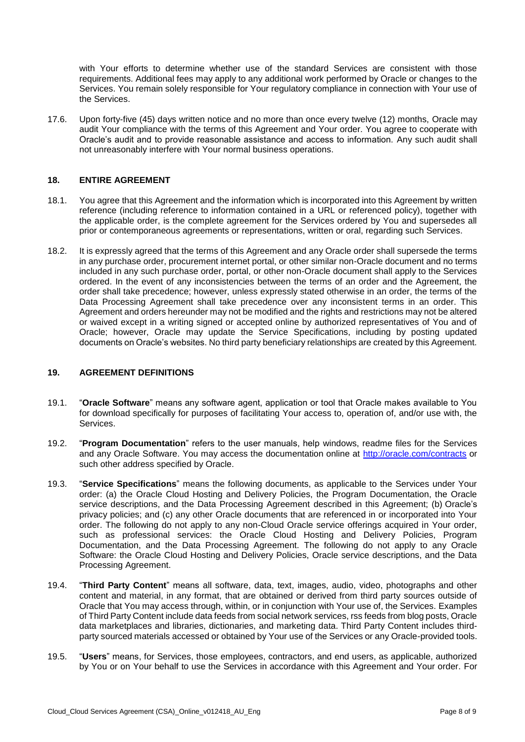with Your efforts to determine whether use of the standard Services are consistent with those requirements. Additional fees may apply to any additional work performed by Oracle or changes to the Services. You remain solely responsible for Your regulatory compliance in connection with Your use of the Services.

17.6. Upon forty-five (45) days written notice and no more than once every twelve (12) months, Oracle may audit Your compliance with the terms of this Agreement and Your order. You agree to cooperate with Oracle's audit and to provide reasonable assistance and access to information. Any such audit shall not unreasonably interfere with Your normal business operations.

## 18. ENTIRE AGREEMENT

18.1. You agree that this Agreement and the information which is incorporated into this Agreement by written reference (including reference to information contained in a URL or referenced policy), together with the applicable order, is the complete agreement for the Services ordered by You and supersedes all prior or contemporaneous agreements or representations, written or oral, regarding such Services.

18.2. It is expressly agreed that the terms of this Agreement and any Oracle order shall supersede the terms in any purchase order, procurement internet portal, or other similar non-Oracle document and no terms included in any such purchase order, portal, or other non-Oracle document shall apply to the Services ordered. In the event of any inconsistencies between the terms of an order and the Agreement, the order shall take precedence; however, unless expressly stated otherwise in an order, the terms of the Data Processing Agreement shall take precedence over any inconsistent terms in an order. This Agreement and orders hereunder may not be modified and the rights and restrictions may not be altered or waived except in a writing signed or accepted online by authorized representatives of You and of Oracle; however, Oracle may update the Service Specifications, including by posting updated documents on Oracle's websites. No third party beneficiary relationships are created by this Agreement.

## 19. AGREEMENT DEFINITIONS

19.1. "**Oracle Software**" means any software agent, application or tool that Oracle makes available to You for download specifically for purposes of facilitating Your access to, operation of, and/or use with, the Services.

19.2. "**Program Documentation**" refers to the user manuals, help windows, readme files for the Services and any Oracle Software. You may access the documentation online at http://oracle.com/contracts or such other address specified by Oracle.

19.3. "**Service Specifications**" means the following documents, as applicable to the Services under Your order: (a) the Oracle Cloud Hosting and Delivery Policies, the Program Documentation, the Oracle service descriptions, and the Data Processing Agreement described in this Agreement; (b) Oracle's privacy policies; and (c) any other Oracle documents that are referenced in or incorporated into Your order. The following do not apply to any non-Cloud Oracle service offerings acquired in Your order, such as professional services: the Oracle Cloud Hosting and Delivery Policies, Program Documentation, and the Data Processing Agreement. The following do not apply to any Oracle Software: the Oracle Cloud Hosting and Delivery Policies, Oracle service descriptions, and the Data Processing Agreement.

19.4. "**Third Party Content**" means all software, data, text, images, audio, video, photographs and other content and material, in any format, that are obtained or derived from third party sources outside of Oracle that You may access through, within, or in conjunction with Your use of, the Services. Examples of Third Party Content include data feeds from social network services, rss feeds from blog posts, Oracle data marketplaces and libraries, dictionaries, and marketing data. Third Party Content includes third-party sourced materials accessed or obtained by Your use of the Services or any Oracle-provided tools.

19.5. "**Users**" means, for Services, those employees, contractors, and end users, as applicable, authorized by You or on Your behalf to use the Services in accordance with this Agreement and Your order. For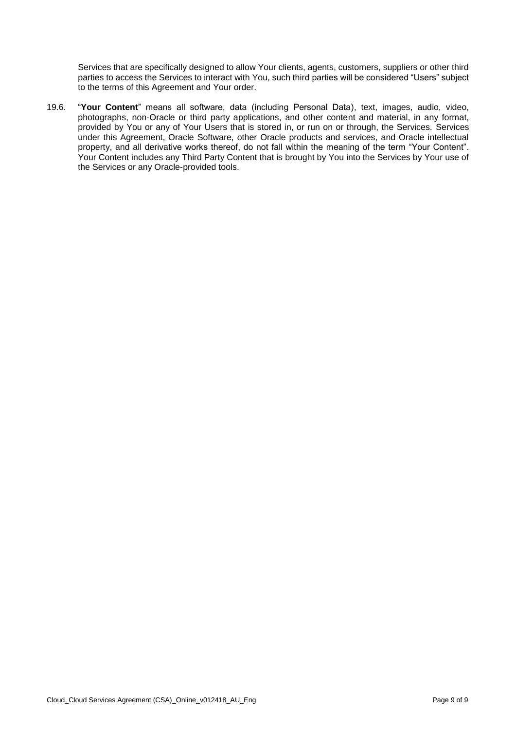Services that are specifically designed to allow Your clients, agents, customers, suppliers or other third parties to access the Services to interact with You, such third parties will be considered "Users" subject to the terms of this Agreement and Your order.

19.6. "**Your Content**" means all software, data (including Personal Data), text, images, audio, video, photographs, non-Oracle or third party applications, and other content and material, in any format, provided by You or any of Your Users that is stored in, or run on or through, the Services. Services under this Agreement, Oracle Software, other Oracle products and services, and Oracle intellectual property, and all derivative works thereof, do not fall within the meaning of the term "Your Content". Your Content includes any Third Party Content that is brought by You into the Services by Your use of the Services or any Oracle-provided tools.